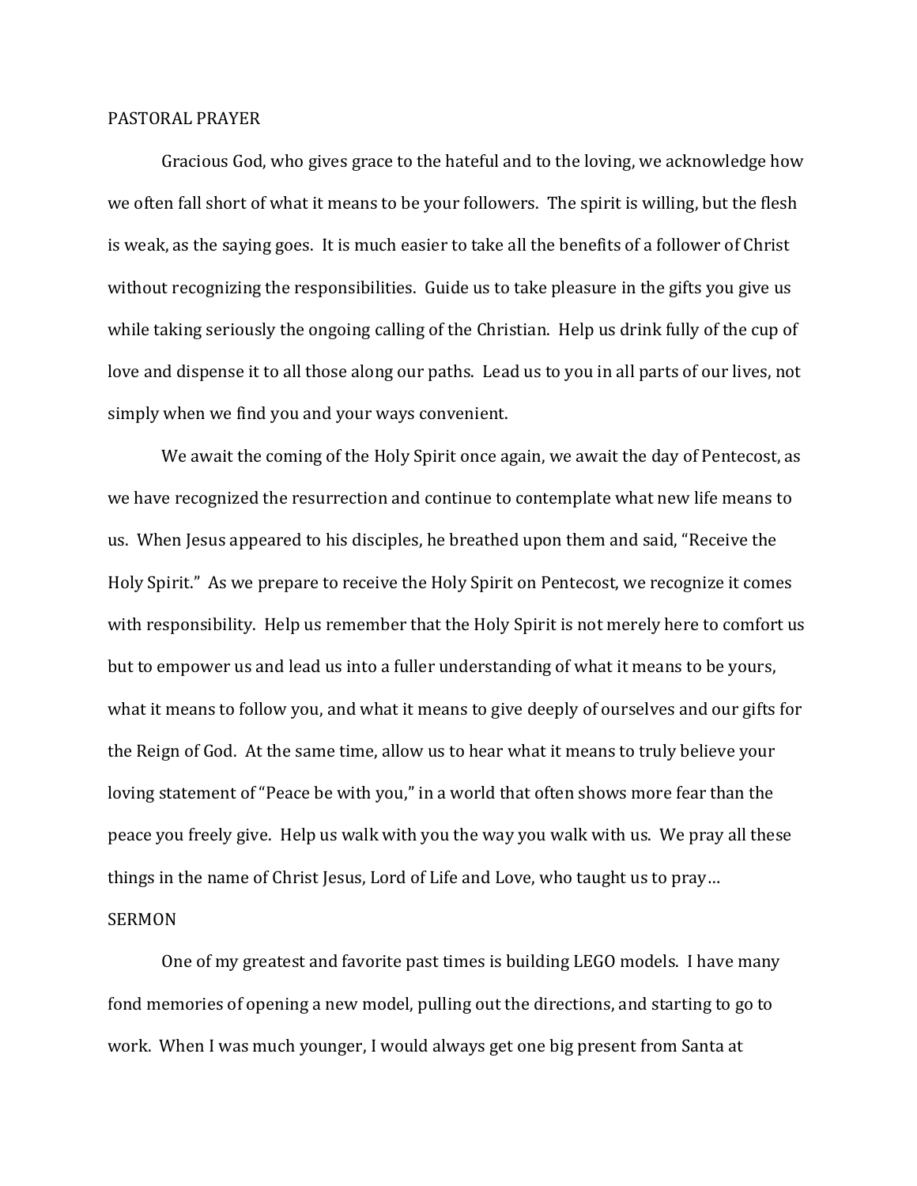## PASTORAL PRAYER

Gracious God, who gives grace to the hateful and to the loving, we acknowledge how we often fall short of what it means to be your followers. The spirit is willing, but the flesh is weak, as the saying goes. It is much easier to take all the benefits of a follower of Christ without recognizing the responsibilities. Guide us to take pleasure in the gifts you give us while taking seriously the ongoing calling of the Christian. Help us drink fully of the cup of love and dispense it to all those along our paths. Lead us to you in all parts of our lives, not simply when we find you and your ways convenient.

We await the coming of the Holy Spirit once again, we await the day of Pentecost, as we have recognized the resurrection and continue to contemplate what new life means to us. When Jesus appeared to his disciples, he breathed upon them and said, "Receive the Holy Spirit." As we prepare to receive the Holy Spirit on Pentecost, we recognize it comes with responsibility. Help us remember that the Holy Spirit is not merely here to comfort us but to empower us and lead us into a fuller understanding of what it means to be yours, what it means to follow you, and what it means to give deeply of ourselves and our gifts for the Reign of God. At the same time, allow us to hear what it means to truly believe your loving statement of "Peace be with you," in a world that often shows more fear than the peace you freely give. Help us walk with you the way you walk with us. We pray all these things in the name of Christ Jesus, Lord of Life and Love, who taught us to pray…

## SERMON

One of my greatest and favorite past times is building LEGO models. I have many fond memories of opening a new model, pulling out the directions, and starting to go to work. When I was much younger, I would always get one big present from Santa at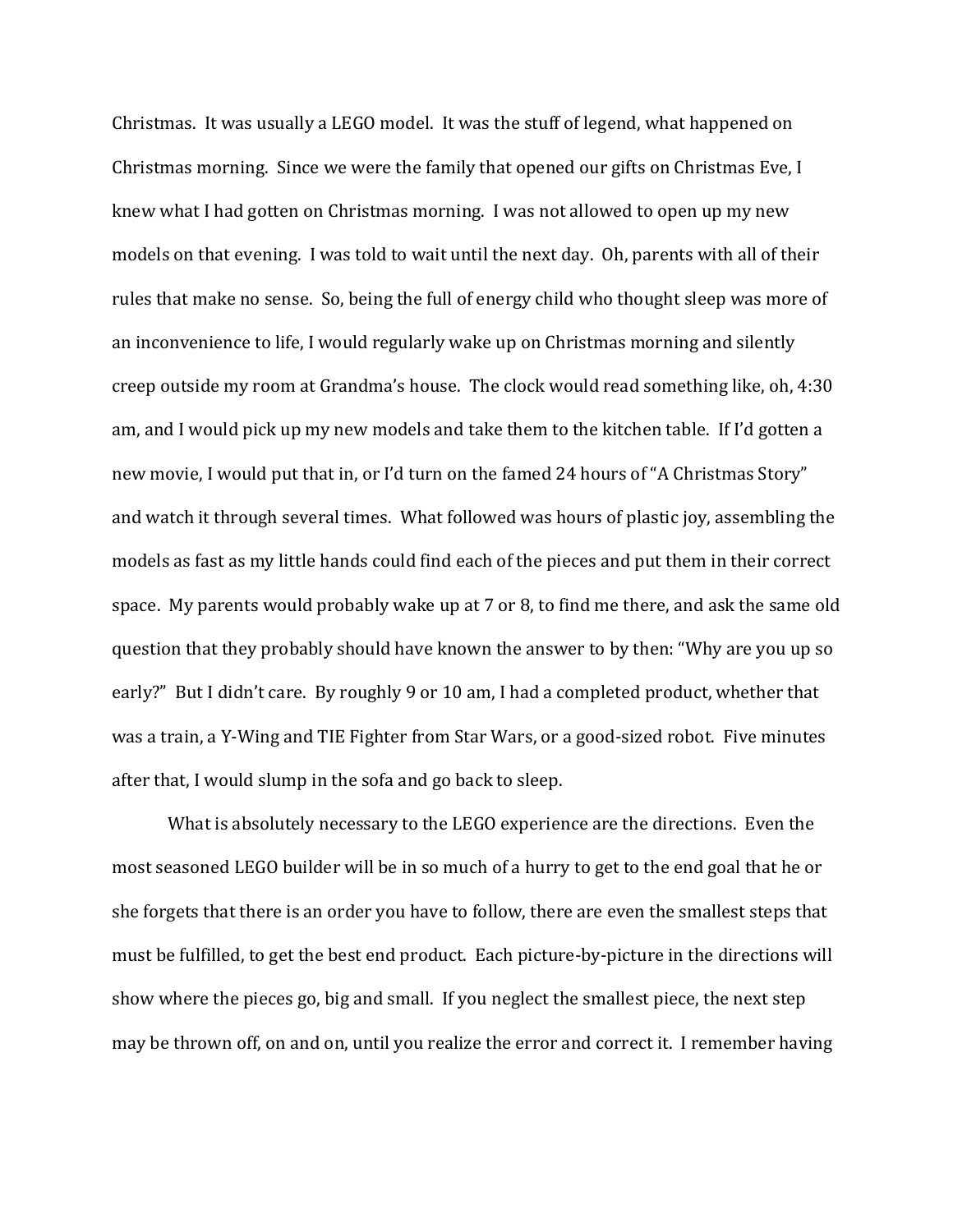Christmas. It was usually a LEGO model. It was the stuff of legend, what happened on Christmas morning. Since we were the family that opened our gifts on Christmas Eve, I knew what I had gotten on Christmas morning. I was not allowed to open up my new models on that evening. I was told to wait until the next day. Oh, parents with all of their rules that make no sense. So, being the full of energy child who thought sleep was more of an inconvenience to life, I would regularly wake up on Christmas morning and silently creep outside my room at Grandma's house. The clock would read something like, oh, 4:30 am, and I would pick up my new models and take them to the kitchen table. If I'd gotten a new movie, I would put that in, or I'd turn on the famed 24 hours of "A Christmas Story" and watch it through several times. What followed was hours of plastic joy, assembling the models as fast as my little hands could find each of the pieces and put them in their correct space. My parents would probably wake up at 7 or 8, to find me there, and ask the same old question that they probably should have known the answer to by then: "Why are you up so early?" But I didn't care. By roughly 9 or 10 am, I had a completed product, whether that was a train, a Y-Wing and TIE Fighter from Star Wars, or a good-sized robot. Five minutes after that, I would slump in the sofa and go back to sleep.

What is absolutely necessary to the LEGO experience are the directions. Even the most seasoned LEGO builder will be in so much of a hurry to get to the end goal that he or she forgets that there is an order you have to follow, there are even the smallest steps that must be fulfilled, to get the best end product. Each picture-by-picture in the directions will show where the pieces go, big and small. If you neglect the smallest piece, the next step may be thrown off, on and on, until you realize the error and correct it. I remember having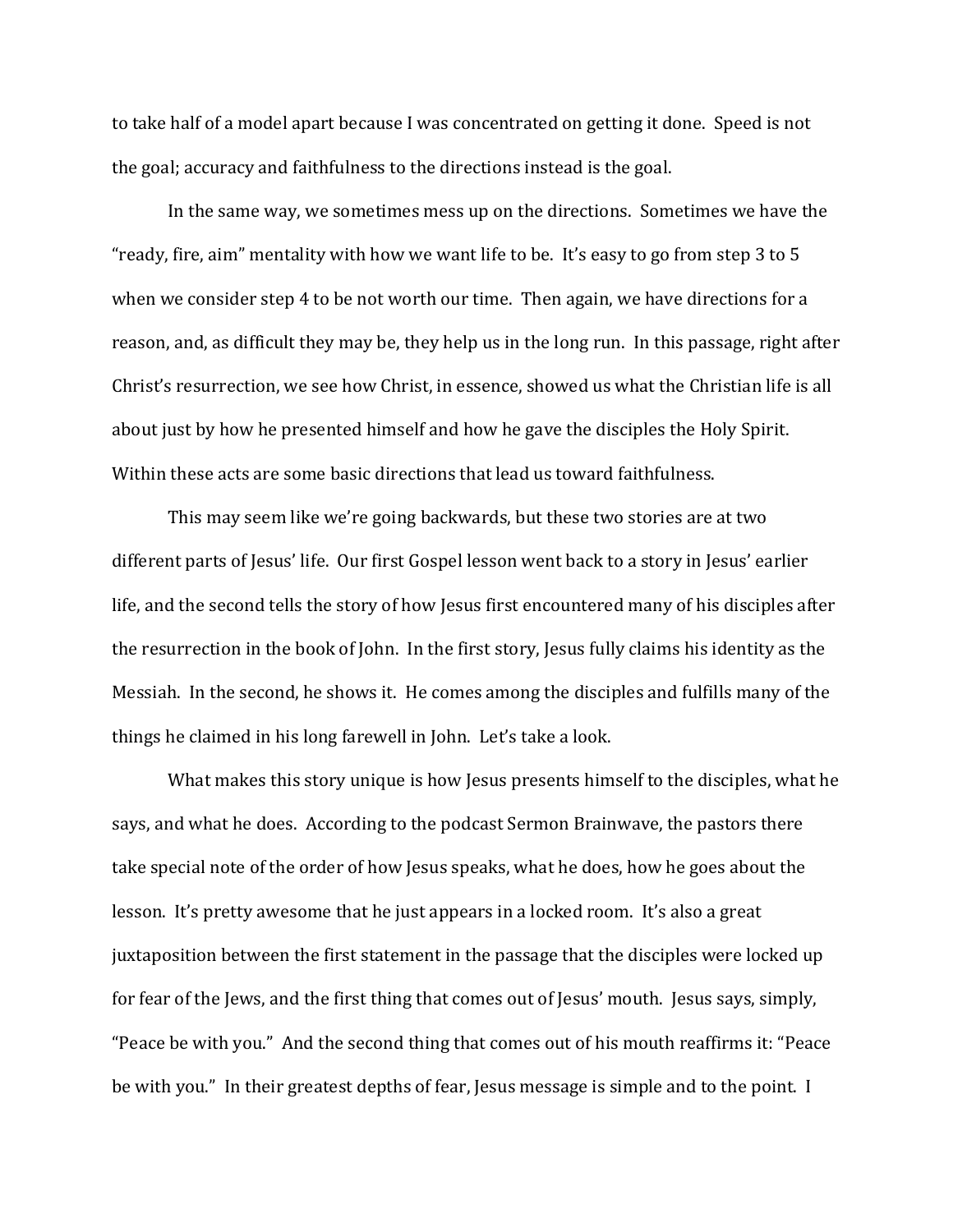to take half of a model apart because I was concentrated on getting it done. Speed is not the goal; accuracy and faithfulness to the directions instead is the goal.

In the same way, we sometimes mess up on the directions. Sometimes we have the "ready, fire, aim" mentality with how we want life to be. It's easy to go from step 3 to 5 when we consider step 4 to be not worth our time. Then again, we have directions for a reason, and, as difficult they may be, they help us in the long run. In this passage, right after Christ's resurrection, we see how Christ, in essence, showed us what the Christian life is all about just by how he presented himself and how he gave the disciples the Holy Spirit. Within these acts are some basic directions that lead us toward faithfulness.

This may seem like we're going backwards, but these two stories are at two different parts of Jesus' life. Our first Gospel lesson went back to a story in Jesus' earlier life, and the second tells the story of how Jesus first encountered many of his disciples after the resurrection in the book of John. In the first story, Jesus fully claims his identity as the Messiah. In the second, he shows it. He comes among the disciples and fulfills many of the things he claimed in his long farewell in John. Let's take a look.

What makes this story unique is how Jesus presents himself to the disciples, what he says, and what he does. According to the podcast Sermon Brainwave, the pastors there take special note of the order of how Jesus speaks, what he does, how he goes about the lesson. It's pretty awesome that he just appears in a locked room. It's also a great juxtaposition between the first statement in the passage that the disciples were locked up for fear of the Jews, and the first thing that comes out of Jesus' mouth. Jesus says, simply, "Peace be with you." And the second thing that comes out of his mouth reaffirms it: "Peace be with you." In their greatest depths of fear, Jesus message is simple and to the point. I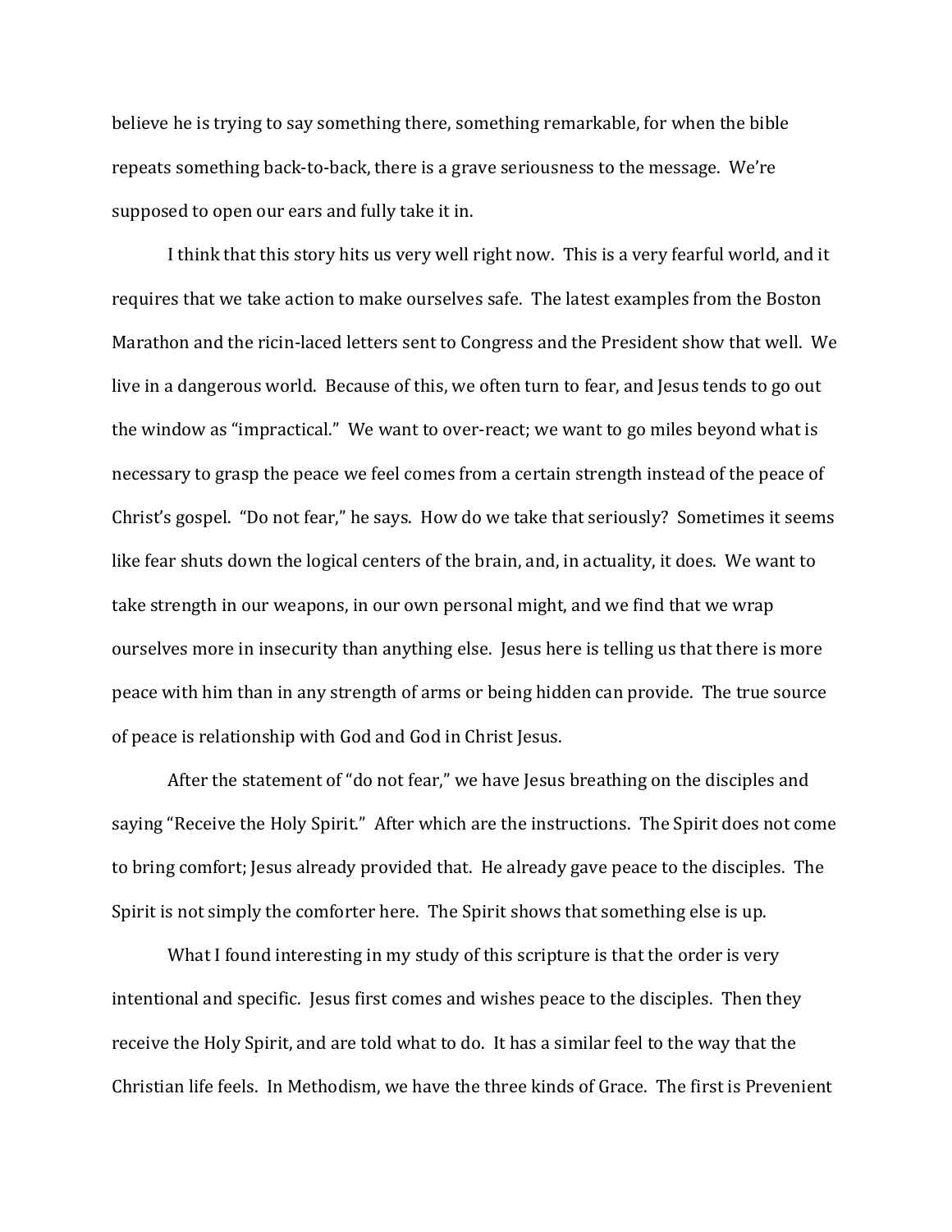believe he is trying to say something there, something remarkable, for when the bible repeats something back-to-back, there is a grave seriousness to the message. We're supposed to open our ears and fully take it in.

I think that this story hits us very well right now. This is a very fearful world, and it requires that we take action to make ourselves safe. The latest examples from the Boston Marathon and the ricin-laced letters sent to Congress and the President show that well. We live in a dangerous world. Because of this, we often turn to fear, and Jesus tends to go out the window as "impractical." We want to over-react; we want to go miles beyond what is necessary to grasp the peace we feel comes from a certain strength instead of the peace of Christ's gospel. "Do not fear," he says. How do we take that seriously? Sometimes it seems like fear shuts down the logical centers of the brain, and, in actuality, it does. We want to take strength in our weapons, in our own personal might, and we find that we wrap ourselves more in insecurity than anything else. Jesus here is telling us that there is more peace with him than in any strength of arms or being hidden can provide. The true source of peace is relationship with God and God in Christ Jesus.

After the statement of "do not fear," we have Jesus breathing on the disciples and saying "Receive the Holy Spirit." After which are the instructions. The Spirit does not come to bring comfort; Jesus already provided that. He already gave peace to the disciples. The Spirit is not simply the comforter here. The Spirit shows that something else is up.

What I found interesting in my study of this scripture is that the order is very intentional and specific. Jesus first comes and wishes peace to the disciples. Then they receive the Holy Spirit, and are told what to do. It has a similar feel to the way that the Christian life feels. In Methodism, we have the three kinds of Grace. The first is Prevenient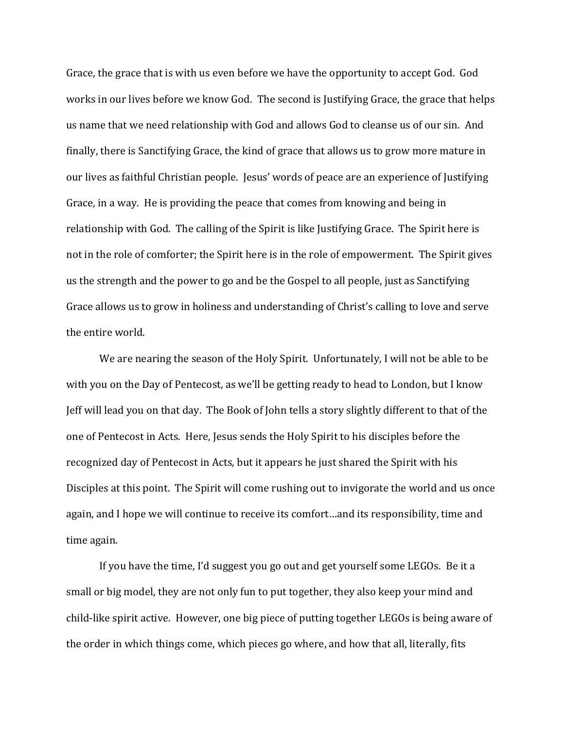Grace, the grace that is with us even before we have the opportunity to accept God. God works in our lives before we know God. The second is Justifying Grace, the grace that helps us name that we need relationship with God and allows God to cleanse us of our sin. And finally, there is Sanctifying Grace, the kind of grace that allows us to grow more mature in our lives as faithful Christian people. Jesus' words of peace are an experience of Justifying Grace, in a way. He is providing the peace that comes from knowing and being in relationship with God. The calling of the Spirit is like Justifying Grace. The Spirit here is not in the role of comforter; the Spirit here is in the role of empowerment. The Spirit gives us the strength and the power to go and be the Gospel to all people, just as Sanctifying Grace allows us to grow in holiness and understanding of Christ's calling to love and serve the entire world.

We are nearing the season of the Holy Spirit. Unfortunately, I will not be able to be with you on the Day of Pentecost, as we'll be getting ready to head to London, but I know Jeff will lead you on that day. The Book of John tells a story slightly different to that of the one of Pentecost in Acts. Here, Jesus sends the Holy Spirit to his disciples before the recognized day of Pentecost in Acts, but it appears he just shared the Spirit with his Disciples at this point. The Spirit will come rushing out to invigorate the world and us once again, and I hope we will continue to receive its comfort…and its responsibility, time and time again.

If you have the time, I'd suggest you go out and get yourself some LEGOs. Be it a small or big model, they are not only fun to put together, they also keep your mind and child-like spirit active. However, one big piece of putting together LEGOs is being aware of the order in which things come, which pieces go where, and how that all, literally, fits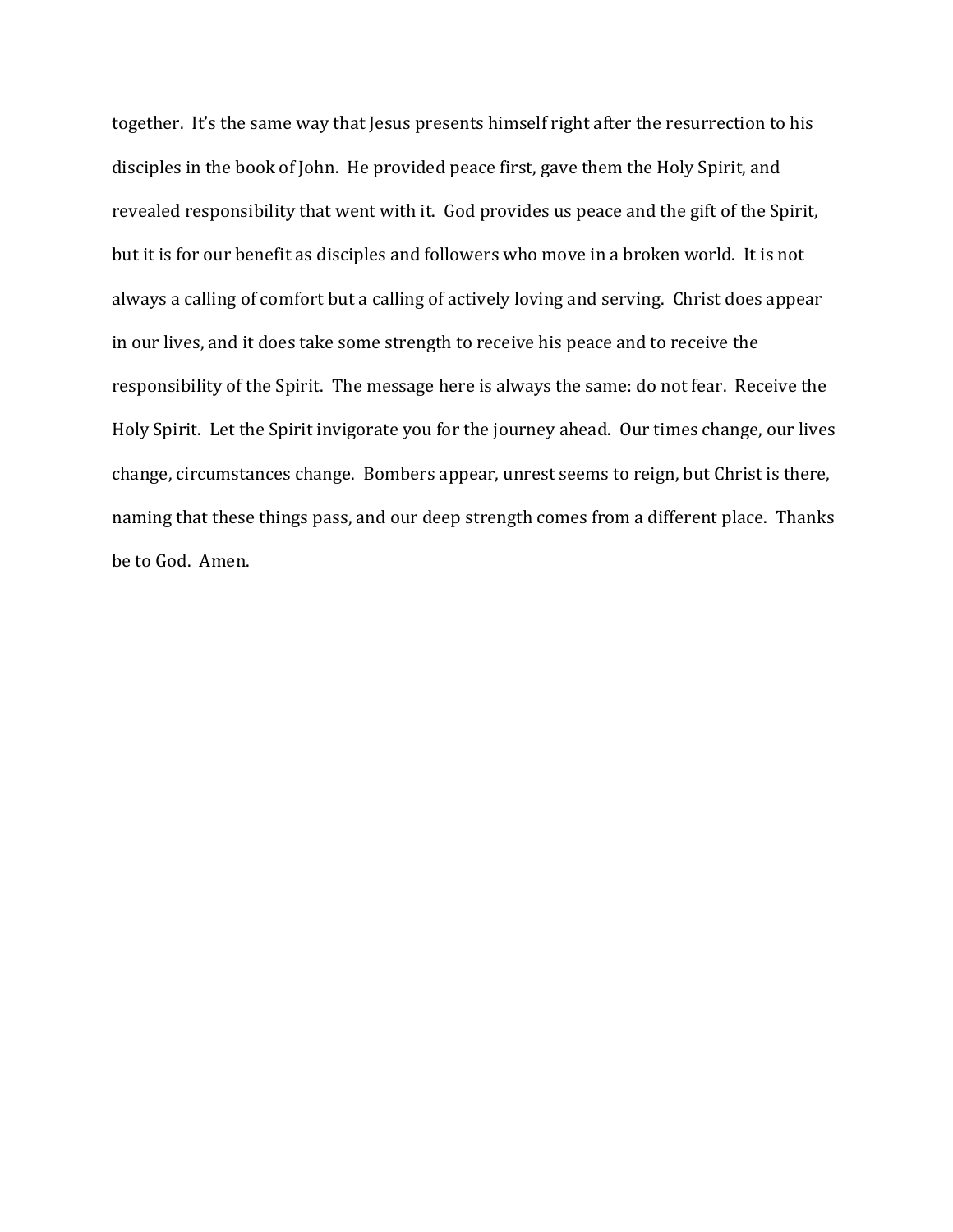together. It's the same way that Jesus presents himself right after the resurrection to his disciples in the book of John. He provided peace first, gave them the Holy Spirit, and revealed responsibility that went with it. God provides us peace and the gift of the Spirit, but it is for our benefit as disciples and followers who move in a broken world. It is not always a calling of comfort but a calling of actively loving and serving. Christ does appear in our lives, and it does take some strength to receive his peace and to receive the responsibility of the Spirit. The message here is always the same: do not fear. Receive the Holy Spirit. Let the Spirit invigorate you for the journey ahead. Our times change, our lives change, circumstances change. Bombers appear, unrest seems to reign, but Christ is there, naming that these things pass, and our deep strength comes from a different place. Thanks be to God. Amen.